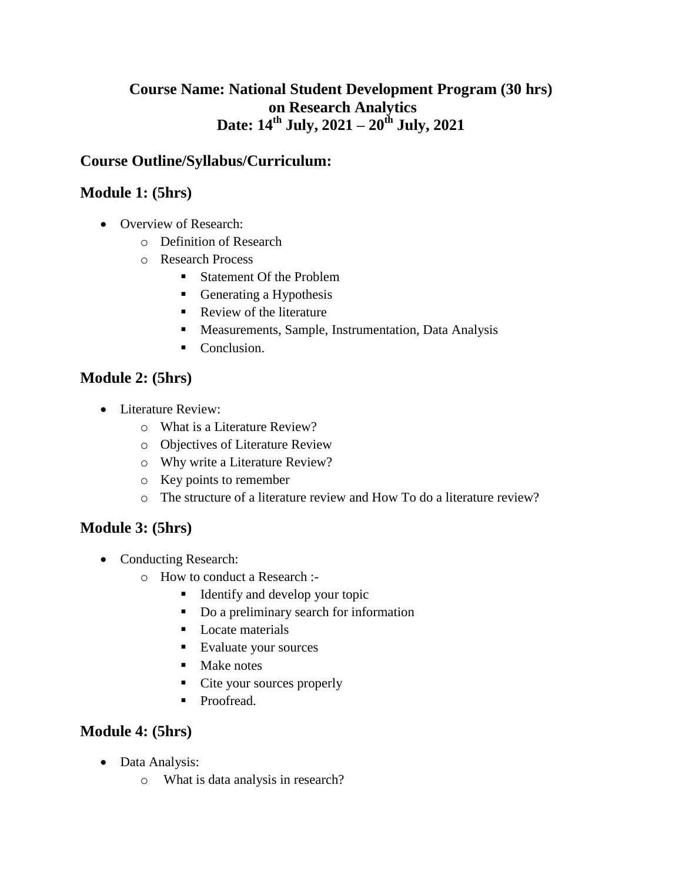# Course Name: National Student Development Program (30 hrs) on Research Analytics
# Date: 14th July, 2021 – 20th July, 2021

## Course Outline/Syllabus/Curriculum:

## Module 1: (5hrs)

- Overview of Research:
  - Definition of Research
  - Research Process
    - Statement Of the Problem
    - Generating a Hypothesis
    - Review of the literature
    - Measurements, Sample, Instrumentation, Data Analysis
    - Conclusion.

## Module 2: (5hrs)

- Literature Review:
  - What is a Literature Review?
  - Objectives of Literature Review
  - Why write a Literature Review?
  - Key points to remember
  - The structure of a literature review and How To do a literature review?

## Module 3: (5hrs)

- Conducting Research:
  - How to conduct a Research :-
    - Identify and develop your topic
    - Do a preliminary search for information
    - Locate materials
    - Evaluate your sources
    - Make notes
    - Cite your sources properly
    - Proofread.

## Module 4: (5hrs)

- Data Analysis:
  - What is data analysis in research?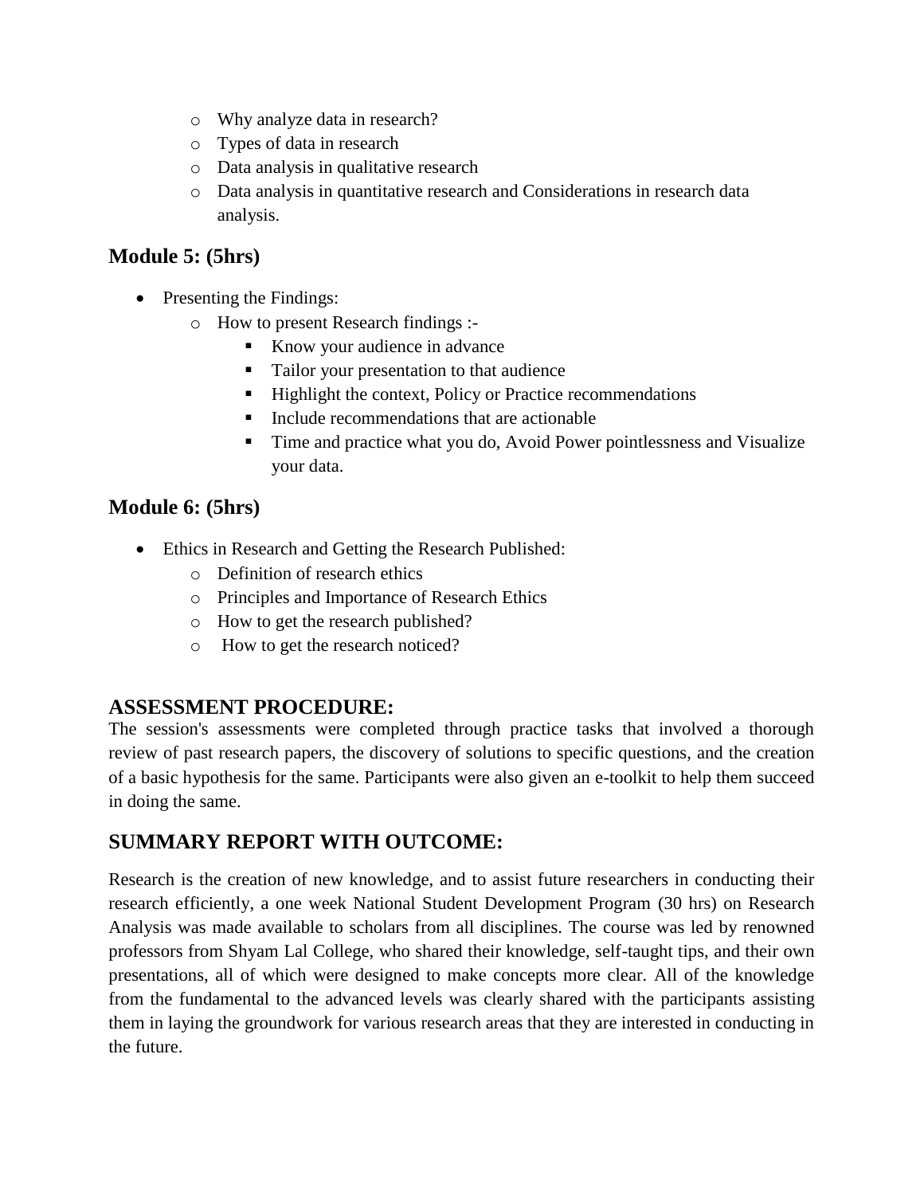- Why analyze data in research?
- Types of data in research
- Data analysis in qualitative research
- Data analysis in quantitative research and Considerations in research data analysis.

## Module 5: (5hrs)

- Presenting the Findings:
  - How to present Research findings :-
    - Know your audience in advance
    - Tailor your presentation to that audience
    - Highlight the context, Policy or Practice recommendations
    - Include recommendations that are actionable
    - Time and practice what you do, Avoid Power pointlessness and Visualize your data.

## Module 6: (5hrs)

- Ethics in Research and Getting the Research Published:
  - Definition of research ethics
  - Principles and Importance of Research Ethics
  - How to get the research published?
  - How to get the research noticed?

## ASSESSMENT PROCEDURE:

The session's assessments were completed through practice tasks that involved a thorough review of past research papers, the discovery of solutions to specific questions, and the creation of a basic hypothesis for the same. Participants were also given an e-toolkit to help them succeed in doing the same.

## SUMMARY REPORT WITH OUTCOME:

Research is the creation of new knowledge, and to assist future researchers in conducting their research efficiently, a one week National Student Development Program (30 hrs) on Research Analysis was made available to scholars from all disciplines. The course was led by renowned professors from Shyam Lal College, who shared their knowledge, self-taught tips, and their own presentations, all of which were designed to make concepts more clear. All of the knowledge from the fundamental to the advanced levels was clearly shared with the participants assisting them in laying the groundwork for various research areas that they are interested in conducting in the future.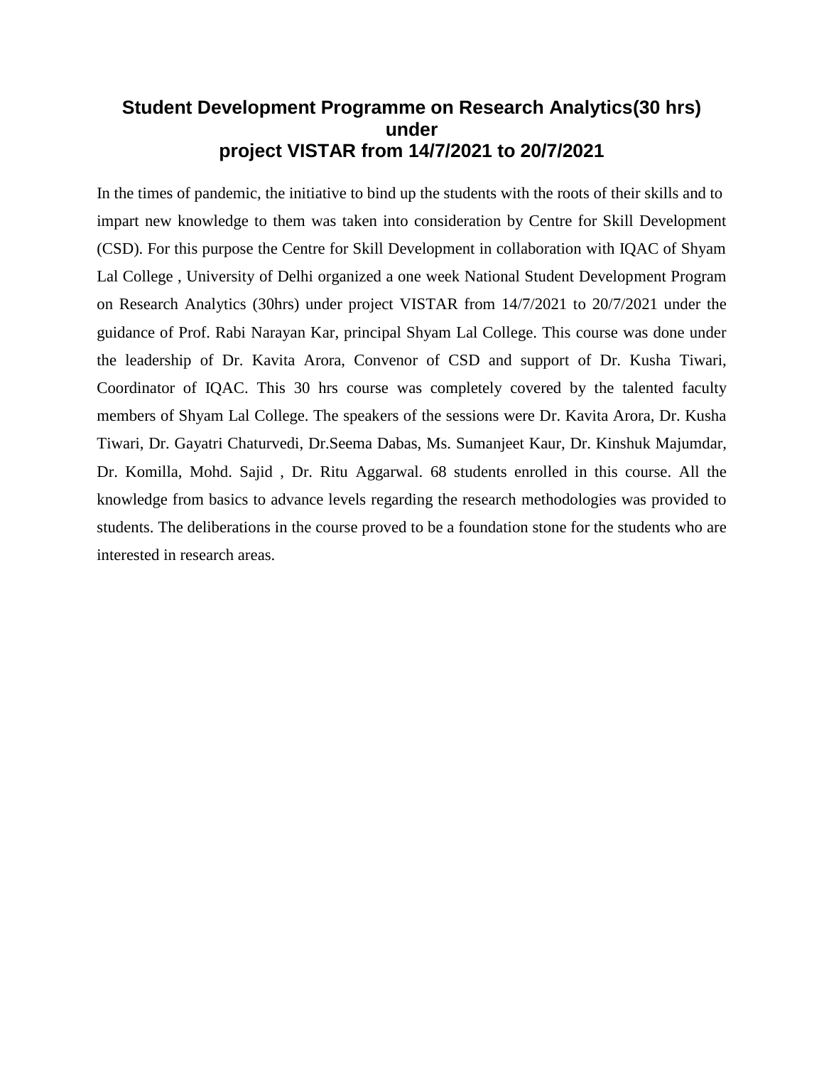# Student Development Programme on Research Analytics(30 hrs) under project VISTAR from 14/7/2021 to 20/7/2021

In the times of pandemic, the initiative to bind up the students with the roots of their skills and to impart new knowledge to them was taken into consideration by Centre for Skill Development (CSD). For this purpose the Centre for Skill Development in collaboration with IQAC of Shyam Lal College , University of Delhi organized a one week National Student Development Program on Research Analytics (30hrs) under project VISTAR from 14/7/2021 to 20/7/2021 under the guidance of Prof. Rabi Narayan Kar, principal Shyam Lal College. This course was done under the leadership of Dr. Kavita Arora, Convenor of CSD and support of Dr. Kusha Tiwari, Coordinator of IQAC. This 30 hrs course was completely covered by the talented faculty members of Shyam Lal College. The speakers of the sessions were Dr. Kavita Arora, Dr. Kusha Tiwari, Dr. Gayatri Chaturvedi, Dr.Seema Dabas, Ms. Sumanjeet Kaur, Dr. Kinshuk Majumdar, Dr. Komilla, Mohd. Sajid , Dr. Ritu Aggarwal. 68 students enrolled in this course. All the knowledge from basics to advance levels regarding the research methodologies was provided to students. The deliberations in the course proved to be a foundation stone for the students who are interested in research areas.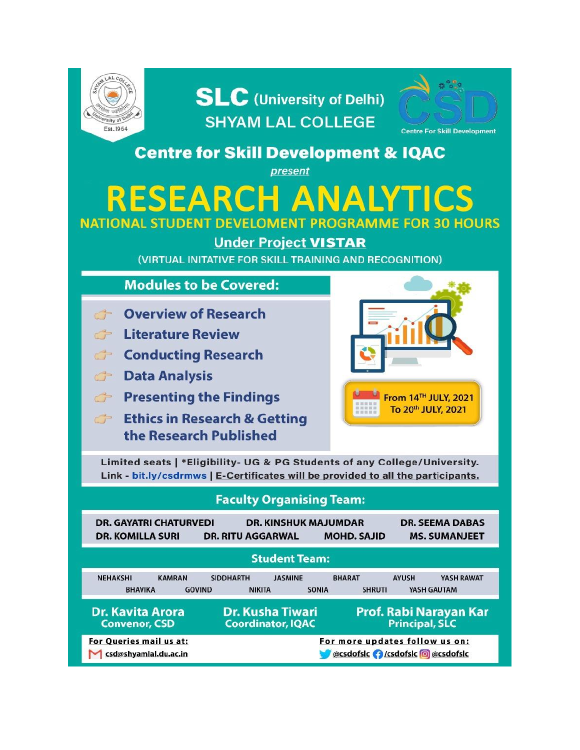# SLC (University of Delhi)

## SHYAM LAL COLLEGE

Est. 1964

Centre For Skill Development

## Centre for Skill Development & IQAC

*present*

# RESEARCH ANALYTICS

## NATIONAL STUDENT DEVELOMENT PROGRAMME FOR 30 HOURS

### Under Project VISTAR

(VIRTUAL INITATIVE FOR SKILL TRAINING AND RECOGNITION)

### Modules to be Covered:

- Overview of Research
- Literature Review
- Conducting Research
- Data Analysis
- Presenting the Findings
- Ethics in Research & Getting the Research Published

From 14TH JULY, 2021 To 20th JULY, 2021

Limited seats | *Eligibility- UG & PG Students of any College/University.
Link - bit.ly/csdrmws | E-Certificates will be provided to all the participants.

### Faculty Organising Team:

DR. GAYATRI CHATURVEDI, DR. KINSHUK MAJUMDAR, DR. SEEMA DABAS, DR. KOMILLA SURI, DR. RITU AGGARWAL, MOHD. SAJID, MS. SUMANJEET

### Student Team:

NEHAKSHI, KAMRAN, SIDDHARTH, JASMINE, BHARAT, AYUSH, YASH RAWAT, BHAVIKA, GOVIND, NIKITA, SONIA, SHRUTI, YASH GAUTAM

**Dr. Kavita Arora**
Convenor, CSD

**Dr. Kusha Tiwari**
Coordinator, IQAC

**Prof. Rabi Narayan Kar**
Principal, SLC

For Queries mail us at: csd@shyamlal.du.ac.in

For more updates follow us on: @csdofslc /csdofslc @csdofslc